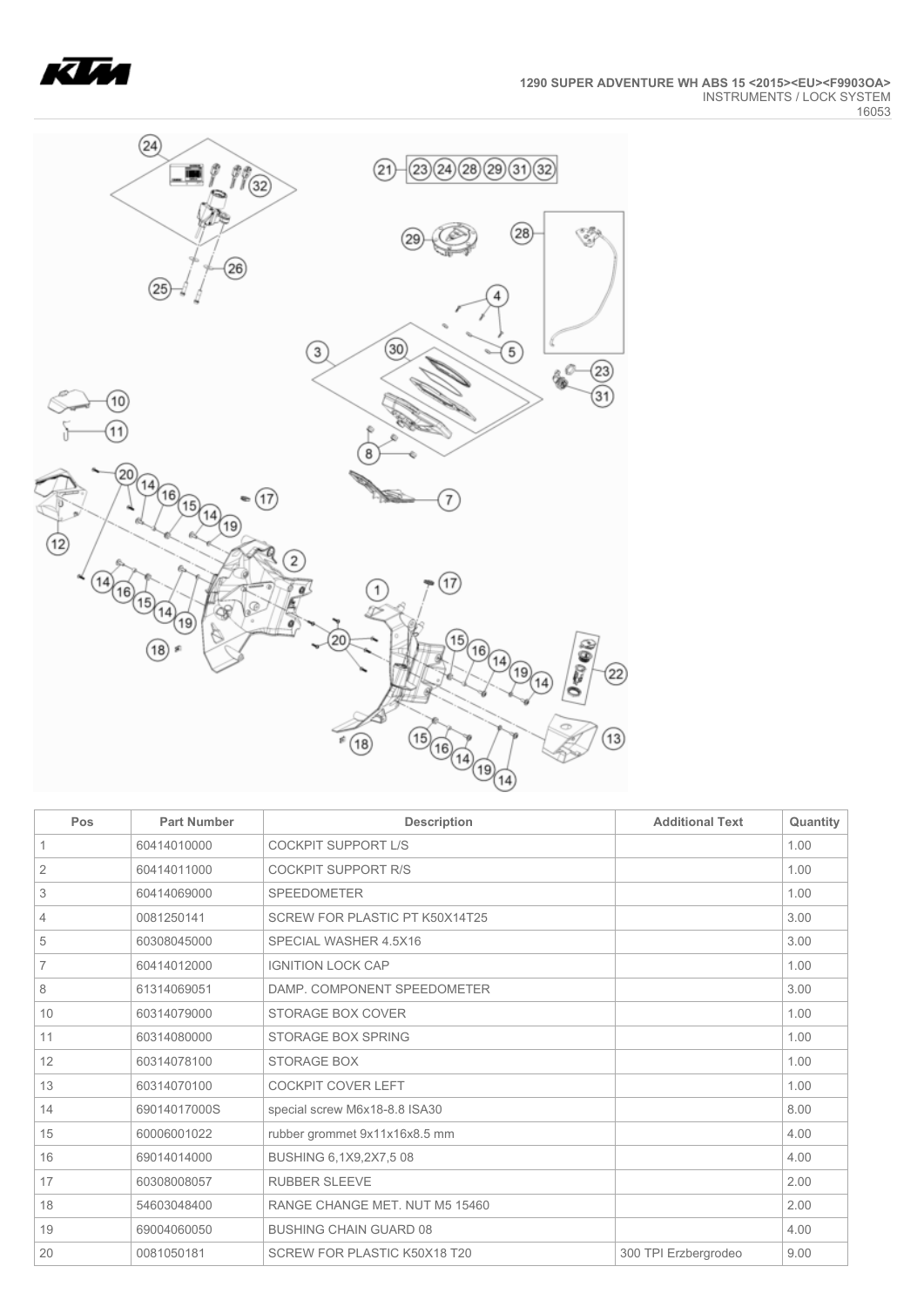**1290 SUPER ADVENTURE WH ABS 15 <2015><EU><F9903OA>**
INSTRUMENTS / LOCK SYSTEM
16053

| Pos | Part Number | Description | Additional Text | Quantity |
|---|---|---|---|---|
| 1 | 60414010000 | COCKPIT SUPPORT L/S | | 1.00 |
| 2 | 60414011000 | COCKPIT SUPPORT R/S | | 1.00 |
| 3 | 60414069000 | SPEEDOMETER | | 1.00 |
| 4 | 0081250141 | SCREW FOR PLASTIC PT K50X14T25 | | 3.00 |
| 5 | 60308045000 | SPECIAL WASHER 4.5X16 | | 3.00 |
| 7 | 60414012000 | IGNITION LOCK CAP | | 1.00 |
| 8 | 61314069051 | DAMP. COMPONENT SPEEDOMETER | | 3.00 |
| 10 | 60314079000 | STORAGE BOX COVER | | 1.00 |
| 11 | 60314080000 | STORAGE BOX SPRING | | 1.00 |
| 12 | 60314078100 | STORAGE BOX | | 1.00 |
| 13 | 60314070100 | COCKPIT COVER LEFT | | 1.00 |
| 14 | 69014017000S | special screw M6x18-8.8 ISA30 | | 8.00 |
| 15 | 60006001022 | rubber grommet 9x11x16x8.5 mm | | 4.00 |
| 16 | 69014014000 | BUSHING 6,1X9,2X7,5 08 | | 4.00 |
| 17 | 60308008057 | RUBBER SLEEVE | | 2.00 |
| 18 | 54603048400 | RANGE CHANGE MET. NUT M5 15460 | | 2.00 |
| 19 | 69004060050 | BUSHING CHAIN GUARD 08 | | 4.00 |
| 20 | 0081050181 | SCREW FOR PLASTIC K50X18 T20 | 300 TPI Erzbergrodeo | 9.00 |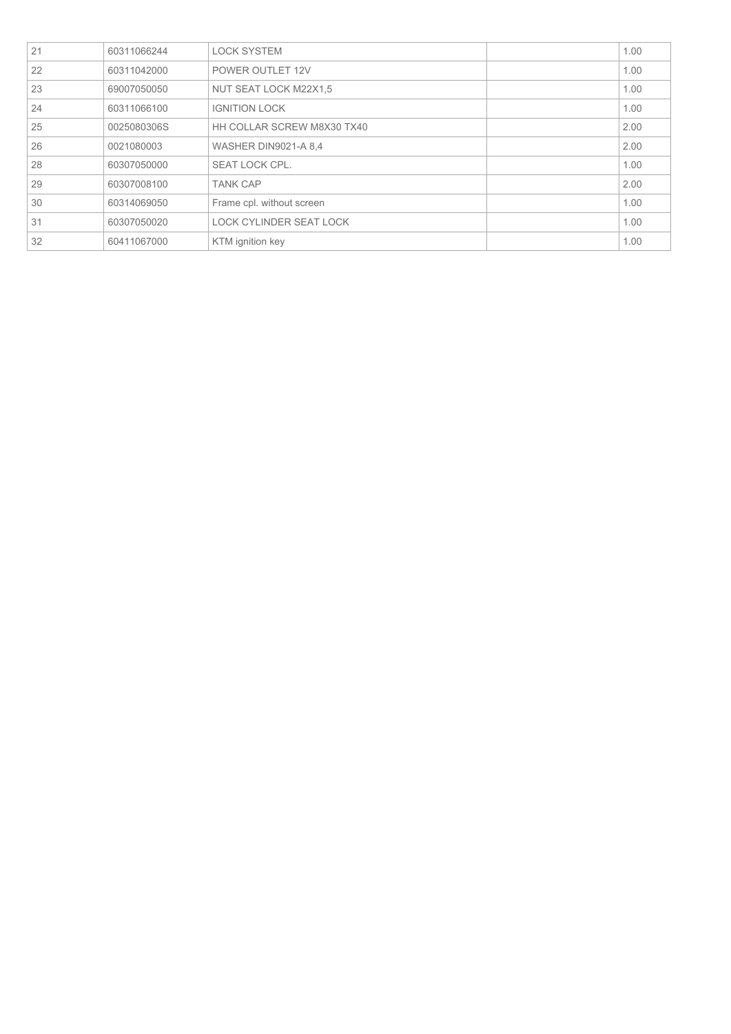| | | | | |
|---|---|---|---|---|
| 21 | 60311066244 | LOCK SYSTEM | | 1.00 |
| 22 | 60311042000 | POWER OUTLET 12V | | 1.00 |
| 23 | 69007050050 | NUT SEAT LOCK M22X1,5 | | 1.00 |
| 24 | 60311066100 | IGNITION LOCK | | 1.00 |
| 25 | 0025080306S | HH COLLAR SCREW M8X30 TX40 | | 2.00 |
| 26 | 0021080003 | WASHER DIN9021-A 8,4 | | 2.00 |
| 28 | 60307050000 | SEAT LOCK CPL. | | 1.00 |
| 29 | 60307008100 | TANK CAP | | 2.00 |
| 30 | 60314069050 | Frame cpl. without screen | | 1.00 |
| 31 | 60307050020 | LOCK CYLINDER SEAT LOCK | | 1.00 |
| 32 | 60411067000 | KTM ignition key | | 1.00 |